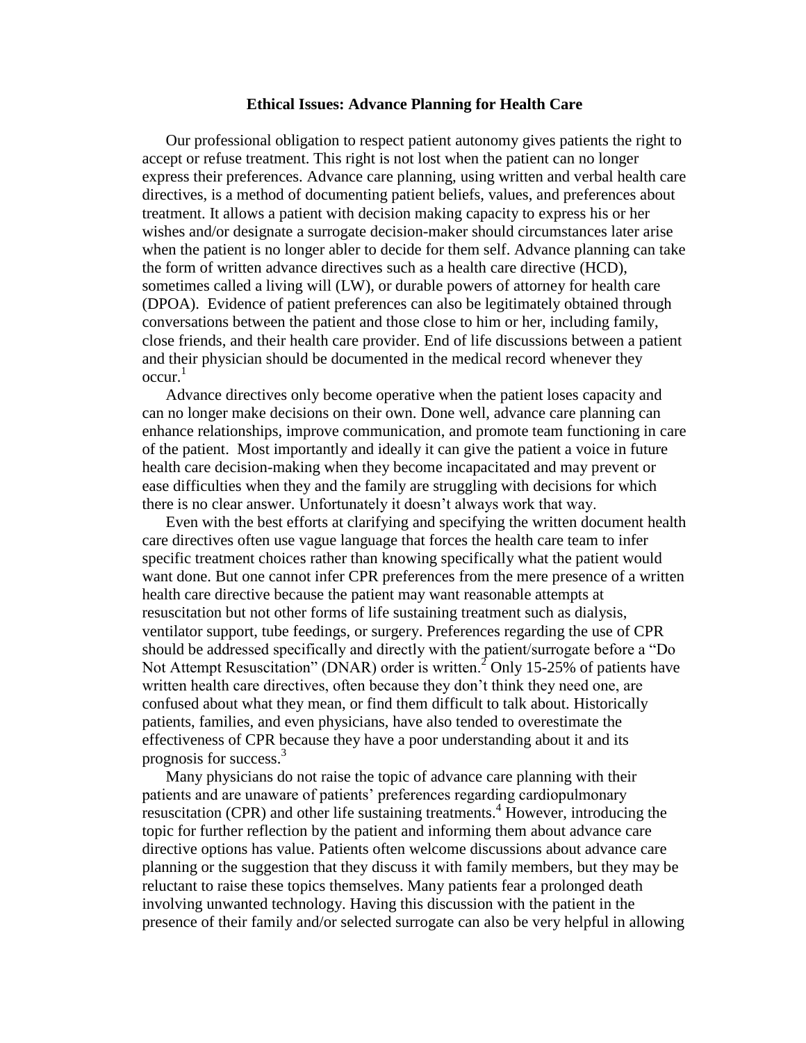# Ethical Issues: Advance Planning for Health Care

Our professional obligation to respect patient autonomy gives patients the right to accept or refuse treatment. This right is not lost when the patient can no longer express their preferences. Advance care planning, using written and verbal health care directives, is a method of documenting patient beliefs, values, and preferences about treatment. It allows a patient with decision making capacity to express his or her wishes and/or designate a surrogate decision-maker should circumstances later arise when the patient is no longer abler to decide for them self. Advance planning can take the form of written advance directives such as a health care directive (HCD), sometimes called a living will (LW), or durable powers of attorney for health care (DPOA). Evidence of patient preferences can also be legitimately obtained through conversations between the patient and those close to him or her, including family, close friends, and their health care provider. End of life discussions between a patient and their physician should be documented in the medical record whenever they occur.[1]

Advance directives only become operative when the patient loses capacity and can no longer make decisions on their own. Done well, advance care planning can enhance relationships, improve communication, and promote team functioning in care of the patient. Most importantly and ideally it can give the patient a voice in future health care decision-making when they become incapacitated and may prevent or ease difficulties when they and the family are struggling with decisions for which there is no clear answer. Unfortunately it doesn't always work that way.

Even with the best efforts at clarifying and specifying the written document health care directives often use vague language that forces the health care team to infer specific treatment choices rather than knowing specifically what the patient would want done. But one cannot infer CPR preferences from the mere presence of a written health care directive because the patient may want reasonable attempts at resuscitation but not other forms of life sustaining treatment such as dialysis, ventilator support, tube feedings, or surgery. Preferences regarding the use of CPR should be addressed specifically and directly with the patient/surrogate before a "Do Not Attempt Resuscitation" (DNAR) order is written.[2] Only 15-25% of patients have written health care directives, often because they don't think they need one, are confused about what they mean, or find them difficult to talk about. Historically patients, families, and even physicians, have also tended to overestimate the effectiveness of CPR because they have a poor understanding about it and its prognosis for success.[3]

Many physicians do not raise the topic of advance care planning with their patients and are unaware of patients' preferences regarding cardiopulmonary resuscitation (CPR) and other life sustaining treatments.[4] However, introducing the topic for further reflection by the patient and informing them about advance care directive options has value. Patients often welcome discussions about advance care planning or the suggestion that they discuss it with family members, but they may be reluctant to raise these topics themselves. Many patients fear a prolonged death involving unwanted technology. Having this discussion with the patient in the presence of their family and/or selected surrogate can also be very helpful in allowing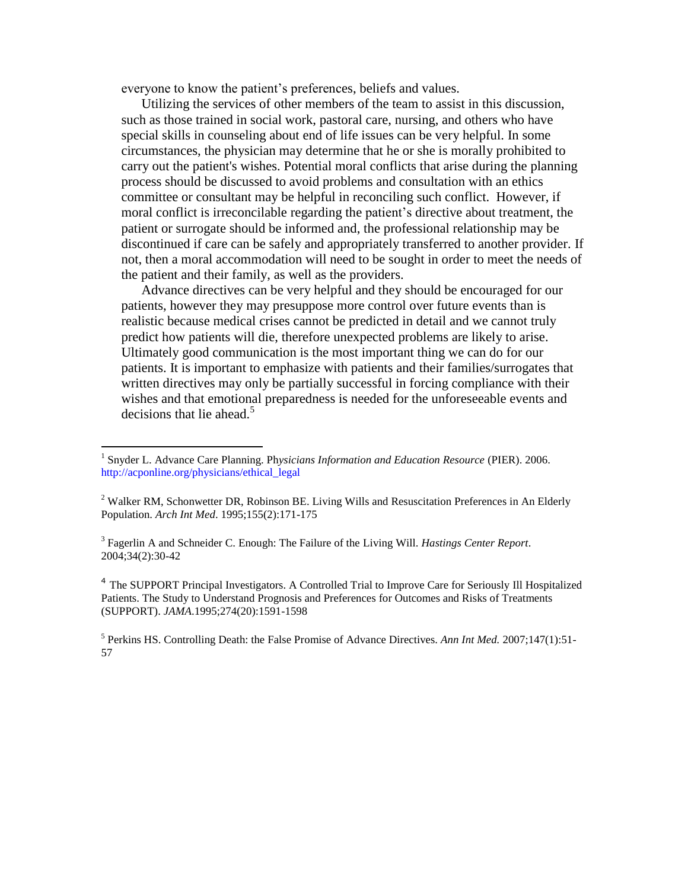everyone to know the patient's preferences, beliefs and values.

Utilizing the services of other members of the team to assist in this discussion, such as those trained in social work, pastoral care, nursing, and others who have special skills in counseling about end of life issues can be very helpful. In some circumstances, the physician may determine that he or she is morally prohibited to carry out the patient's wishes. Potential moral conflicts that arise during the planning process should be discussed to avoid problems and consultation with an ethics committee or consultant may be helpful in reconciling such conflict. However, if moral conflict is irreconcilable regarding the patient's directive about treatment, the patient or surrogate should be informed and, the professional relationship may be discontinued if care can be safely and appropriately transferred to another provider. If not, then a moral accommodation will need to be sought in order to meet the needs of the patient and their family, as well as the providers.

Advance directives can be very helpful and they should be encouraged for our patients, however they may presuppose more control over future events than is realistic because medical crises cannot be predicted in detail and we cannot truly predict how patients will die, therefore unexpected problems are likely to arise. Ultimately good communication is the most important thing we can do for our patients. It is important to emphasize with patients and their families/surrogates that written directives may only be partially successful in forcing compliance with their wishes and that emotional preparedness is needed for the unforeseeable events and decisions that lie ahead.[5]

---

[1] Snyder L. Advance Care Planning. *Physicians Information and Education Resource* (PIER). 2006. http://acponline.org/physicians/ethical_legal

[2] Walker RM, Schonwetter DR, Robinson BE. Living Wills and Resuscitation Preferences in An Elderly Population. *Arch Int Med*. 1995;155(2):171-175

[3] Fagerlin A and Schneider C. Enough: The Failure of the Living Will. *Hastings Center Report*. 2004;34(2):30-42

[4] The SUPPORT Principal Investigators. A Controlled Trial to Improve Care for Seriously Ill Hospitalized Patients. The Study to Understand Prognosis and Preferences for Outcomes and Risks of Treatments (SUPPORT). *JAMA*.1995;274(20):1591-1598

[5] Perkins HS. Controlling Death: the False Promise of Advance Directives. *Ann Int Med.* 2007;147(1):51-57